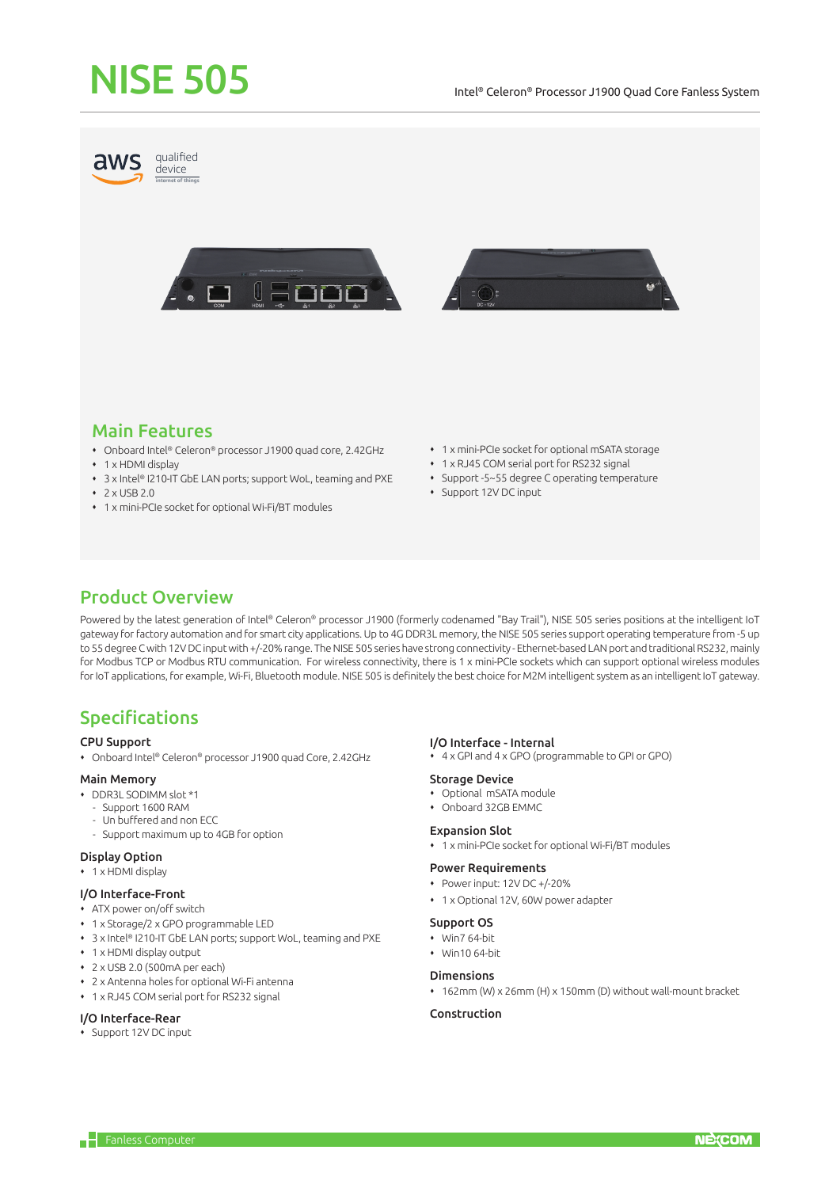# NISE 505

Intel® Celeron® Processor J1900 Quad Core Fanless System

aws qualified device internet of things

## Main Features

- Onboard Intel® Celeron® processor J1900 quad core, 2.42GHz
- 1 x HDMI display
- 3 x Intel® I210-IT GbE LAN ports; support WoL, teaming and PXE
- 2 x USB 2.0
- 1 x mini-PCIe socket for optional Wi-Fi/BT modules
- 1 x mini-PCIe socket for optional mSATA storage
- 1 x RJ45 COM serial port for RS232 signal
- Support -5~55 degree C operating temperature
- Support 12V DC input

## Product Overview

Powered by the latest generation of Intel® Celeron® processor J1900 (formerly codenamed "Bay Trail"), NISE 505 series positions at the intelligent IoT gateway for factory automation and for smart city applications. Up to 4G DDR3L memory, the NISE 505 series support operating temperature from -5 up to 55 degree C with 12V DC input with +/-20% range. The NISE 505 series have strong connectivity - Ethernet-based LAN port and traditional RS232, mainly for Modbus TCP or Modbus RTU communication. For wireless connectivity, there is 1 x mini-PCIe sockets which can support optional wireless modules for IoT applications, for example, Wi-Fi, Bluetooth module. NISE 505 is definitely the best choice for M2M intelligent system as an intelligent IoT gateway.

## Specifications

### CPU Support
- Onboard Intel® Celeron® processor J1900 quad Core, 2.42GHz

### Main Memory
- DDR3L SODIMM slot *1
  - Support 1600 RAM
  - Un buffered and non ECC
  - Support maximum up to 4GB for option

### Display Option
- 1 x HDMI display

### I/O Interface-Front
- ATX power on/off switch
- 1 x Storage/2 x GPO programmable LED
- 3 x Intel® I210-IT GbE LAN ports; support WoL, teaming and PXE
- 1 x HDMI display output
- 2 x USB 2.0 (500mA per each)
- 2 x Antenna holes for optional Wi-Fi antenna
- 1 x RJ45 COM serial port for RS232 signal

### I/O Interface-Rear
- Support 12V DC input

### I/O Interface - Internal
- 4 x GPI and 4 x GPO (programmable to GPI or GPO)

### Storage Device
- Optional mSATA module
- Onboard 32GB EMMC

### Expansion Slot
- 1 x mini-PCIe socket for optional Wi-Fi/BT modules

### Power Requirements
- Power input: 12V DC +/-20%
- 1 x Optional 12V, 60W power adapter

### Support OS
- Win7 64-bit
- Win10 64-bit

### Dimensions
- 162mm (W) x 26mm (H) x 150mm (D) without wall-mount bracket

### Construction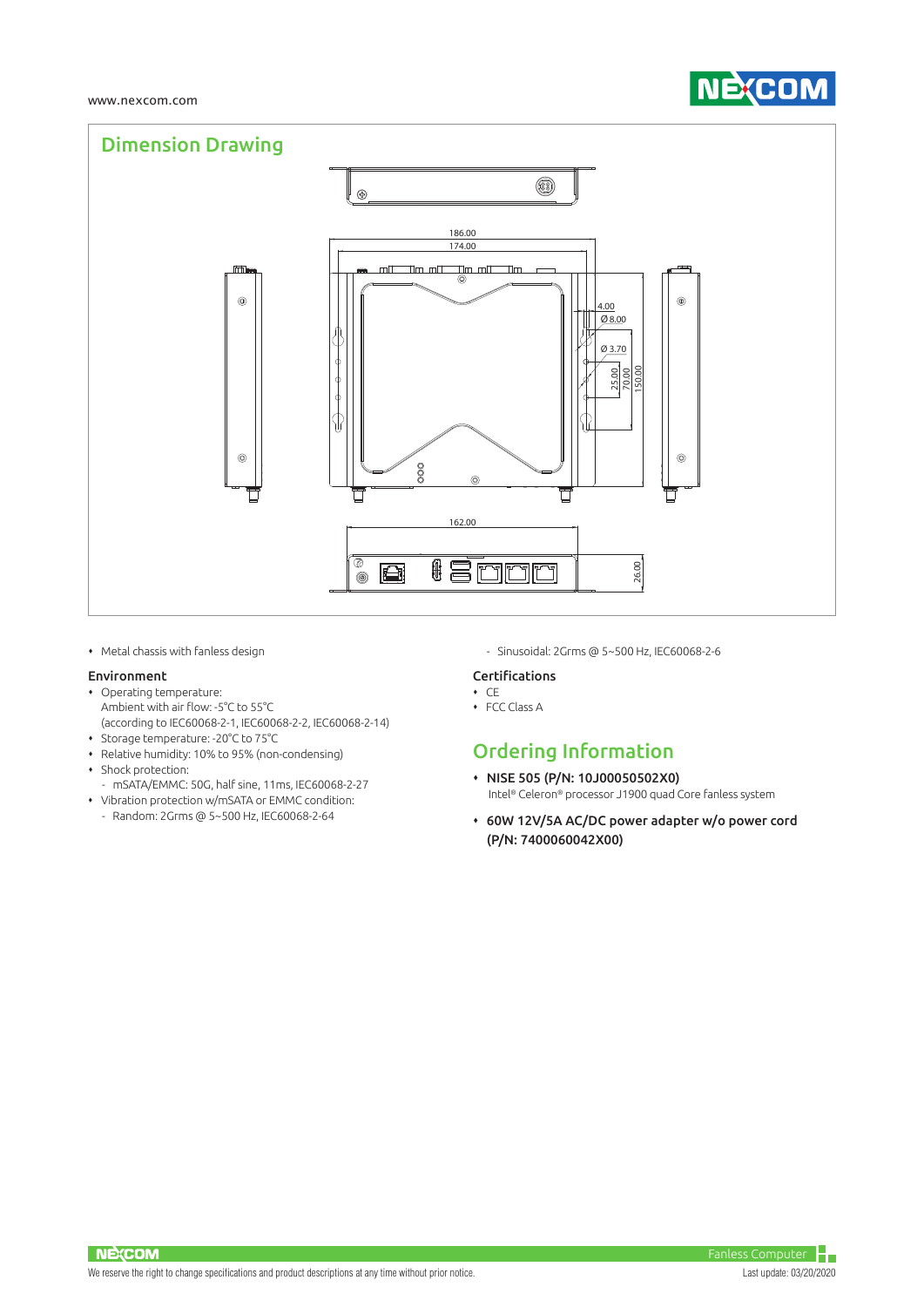## Dimension Drawing

186.00
174.00
4.00
Ø 8.00
Ø 3.70
25.00
70.00
150.00
162.00
26.00

- Metal chassis with fanless design

### Environment

- Operating temperature:
  Ambient with air flow: -5°C to 55°C
  (according to IEC60068-2-1, IEC60068-2-2, IEC60068-2-14)
- Storage temperature: -20°C to 75°C
- Relative humidity: 10% to 95% (non-condensing)
- Shock protection:
  - mSATA/EMMC: 50G, half sine, 11ms, IEC60068-2-27
- Vibration protection w/mSATA or EMMC condition:
  - Random: 2Grms @ 5~500 Hz, IEC60068-2-64
  - Sinusoidal: 2Grms @ 5~500 Hz, IEC60068-2-6

### Certifications

- CE
- FCC Class A

## Ordering Information

- **NISE 505 (P/N: 10J00050502X0)**
  Intel® Celeron® processor J1900 quad Core fanless system
- **60W 12V/5A AC/DC power adapter w/o power cord (P/N: 7400060042X00)**

We reserve the right to change specifications and product descriptions at any time without prior notice.